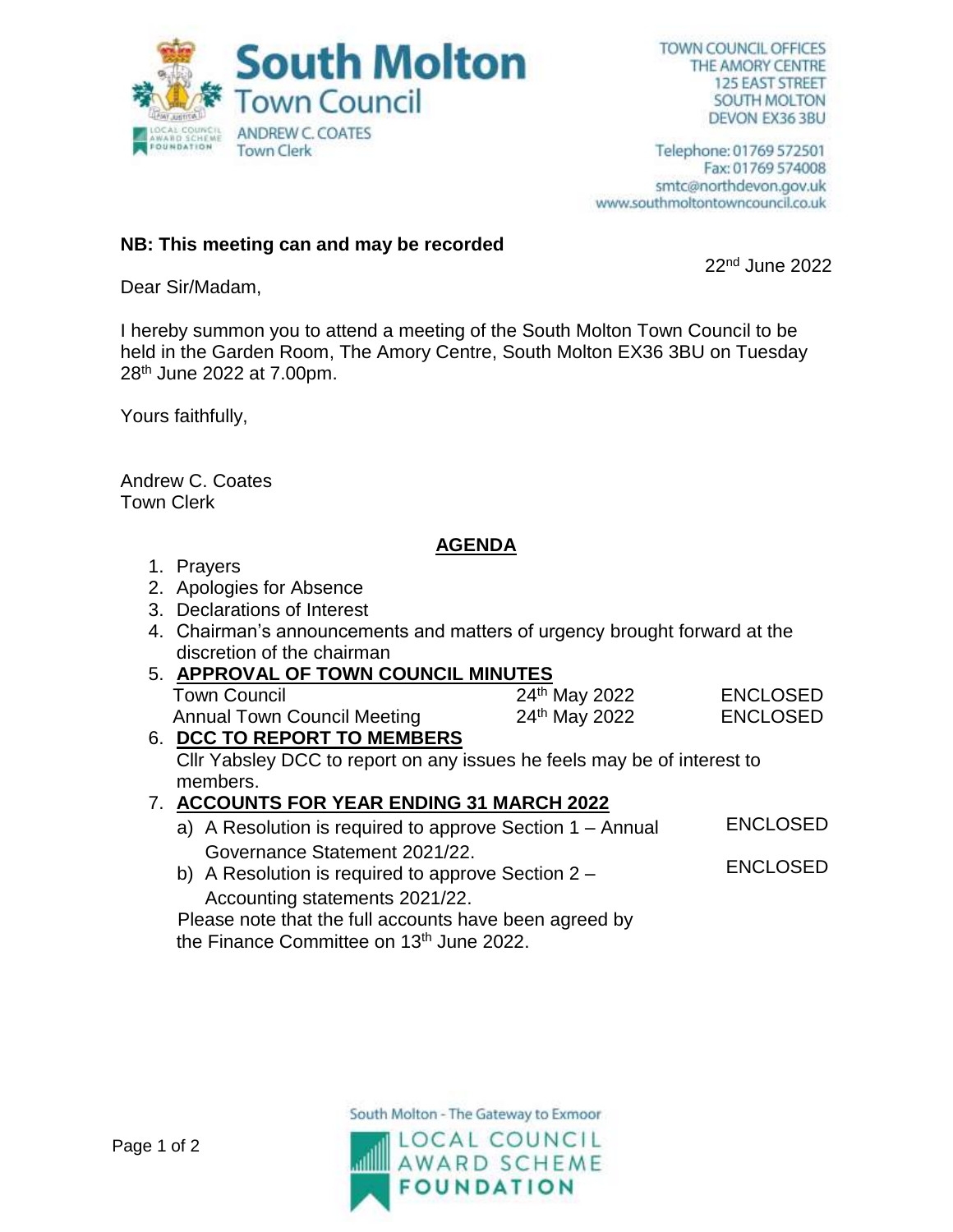# South Molton Town Council

ANDREW C. COATES
Town Clerk

TOWN COUNCIL OFFICES
THE AMORY CENTRE
125 EAST STREET
SOUTH MOLTON
DEVON EX36 3BU

Telephone: 01769 572501
Fax: 01769 574008
smtc@northdevon.gov.uk
www.southmoltontowncouncil.co.uk

**NB: This meeting can and may be recorded**

22nd June 2022

Dear Sir/Madam,

I hereby summon you to attend a meeting of the South Molton Town Council to be held in the Garden Room, The Amory Centre, South Molton EX36 3BU on Tuesday 28th June 2022 at 7.00pm.

Yours faithfully,

Andrew C. Coates
Town Clerk

## AGENDA

1. Prayers
2. Apologies for Absence
3. Declarations of Interest
4. Chairman's announcements and matters of urgency brought forward at the discretion of the chairman
5. **APPROVAL OF TOWN COUNCIL MINUTES**

| | | |
|---|---|---|
| Town Council | 24th May 2022 | ENCLOSED |
| Annual Town Council Meeting | 24th May 2022 | ENCLOSED |

6. **DCC TO REPORT TO MEMBERS**
   Cllr Yabsley DCC to report on any issues he feels may be of interest to members.
7. **ACCOUNTS FOR YEAR ENDING 31 MARCH 2022**
   a) A Resolution is required to approve Section 1 – Annual Governance Statement 2021/22. ENCLOSED
   b) A Resolution is required to approve Section 2 – Accounting statements 2021/22. ENCLOSED

   Please note that the full accounts have been agreed by the Finance Committee on 13th June 2022.

South Molton - The Gateway to Exmoor

LOCAL COUNCIL AWARD SCHEME FOUNDATION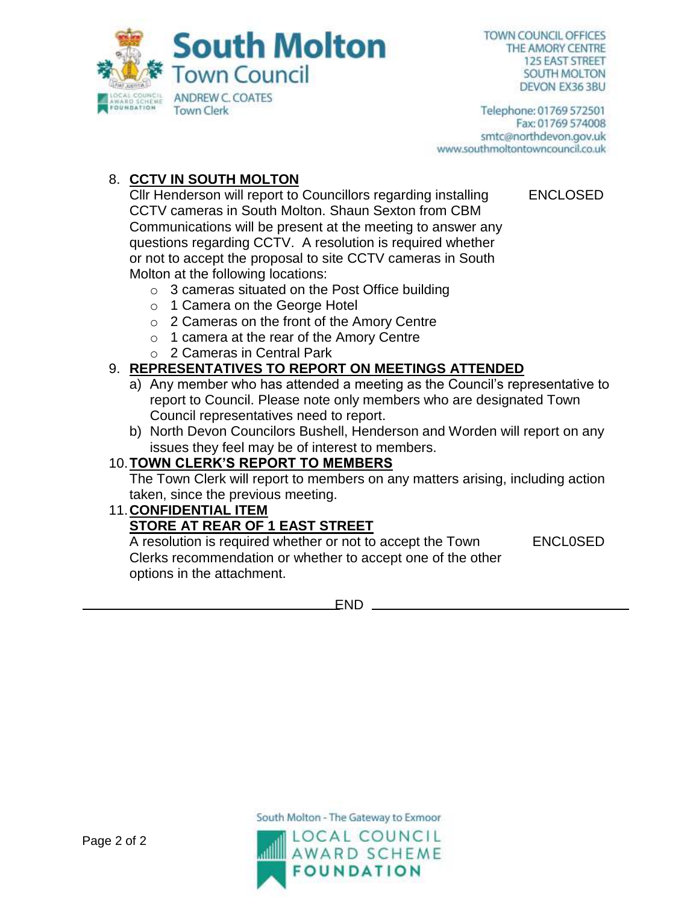8. **CCTV IN SOUTH MOLTON**

   Cllr Henderson will report to Councillors regarding installing CCTV cameras in South Molton. Shaun Sexton from CBM Communications will be present at the meeting to answer any questions regarding CCTV. A resolution is required whether or not to accept the proposal to site CCTV cameras in South Molton at the following locations: ENCLOSED

   - 3 cameras situated on the Post Office building
   - 1 Camera on the George Hotel
   - 2 Cameras on the front of the Amory Centre
   - 1 camera at the rear of the Amory Centre
   - 2 Cameras in Central Park

9. **REPRESENTATIVES TO REPORT ON MEETINGS ATTENDED**

   a) Any member who has attended a meeting as the Council's representative to report to Council. Please note only members who are designated Town Council representatives need to report.

   b) North Devon Councilors Bushell, Henderson and Worden will report on any issues they feel may be of interest to members.

10. **TOWN CLERK'S REPORT TO MEMBERS**

    The Town Clerk will report to members on any matters arising, including action taken, since the previous meeting.

11. **CONFIDENTIAL ITEM**

    **STORE AT REAR OF 1 EAST STREET**

    A resolution is required whether or not to accept the Town Clerks recommendation or whether to accept one of the other options in the attachment. ENCL0SED

END